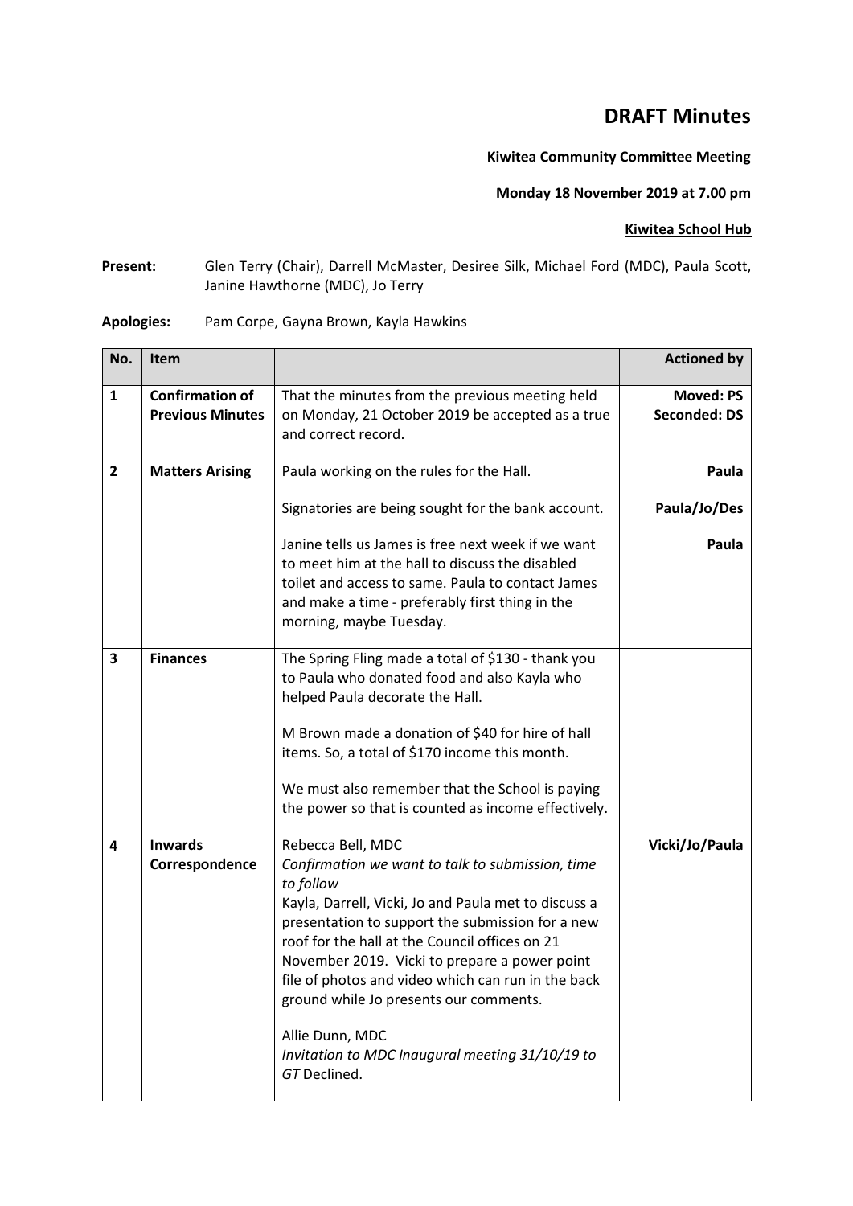# DRAFT Minutes

**Kiwitea Community Committee Meeting**

**Monday 18 November 2019 at 7.00 pm**

**Kiwitea School Hub**

**Present:** Glen Terry (Chair), Darrell McMaster, Desiree Silk, Michael Ford (MDC), Paula Scott, Janine Hawthorne (MDC), Jo Terry

**Apologies:** Pam Corpe, Gayna Brown, Kayla Hawkins

| No. | Item | | Actioned by |
|---|---|---|---|
| **1** | **Confirmation of Previous Minutes** | That the minutes from the previous meeting held on Monday, 21 October 2019 be accepted as a true and correct record. | **Moved: PS**<br>**Seconded: DS** |
| **2** | **Matters Arising** | Paula working on the rules for the Hall.<br><br>Signatories are being sought for the bank account.<br><br>Janine tells us James is free next week if we want to meet him at the hall to discuss the disabled toilet and access to same. Paula to contact James and make a time - preferably first thing in the morning, maybe Tuesday. | **Paula**<br><br>**Paula/Jo/Des**<br><br>**Paula** |
| **3** | **Finances** | The Spring Fling made a total of $130 - thank you to Paula who donated food and also Kayla who helped Paula decorate the Hall.<br><br>M Brown made a donation of $40 for hire of hall items. So, a total of $170 income this month.<br><br>We must also remember that the School is paying the power so that is counted as income effectively. | |
| **4** | **Inwards Correspondence** | Rebecca Bell, MDC<br>*Confirmation we want to talk to submission, time to follow*<br>Kayla, Darrell, Vicki, Jo and Paula met to discuss a presentation to support the submission for a new roof for the hall at the Council offices on 21 November 2019. Vicki to prepare a power point file of photos and video which can run in the back ground while Jo presents our comments.<br><br>Allie Dunn, MDC<br>*Invitation to MDC Inaugural meeting 31/10/19 to GT* Declined. | **Vicki/Jo/Paula** |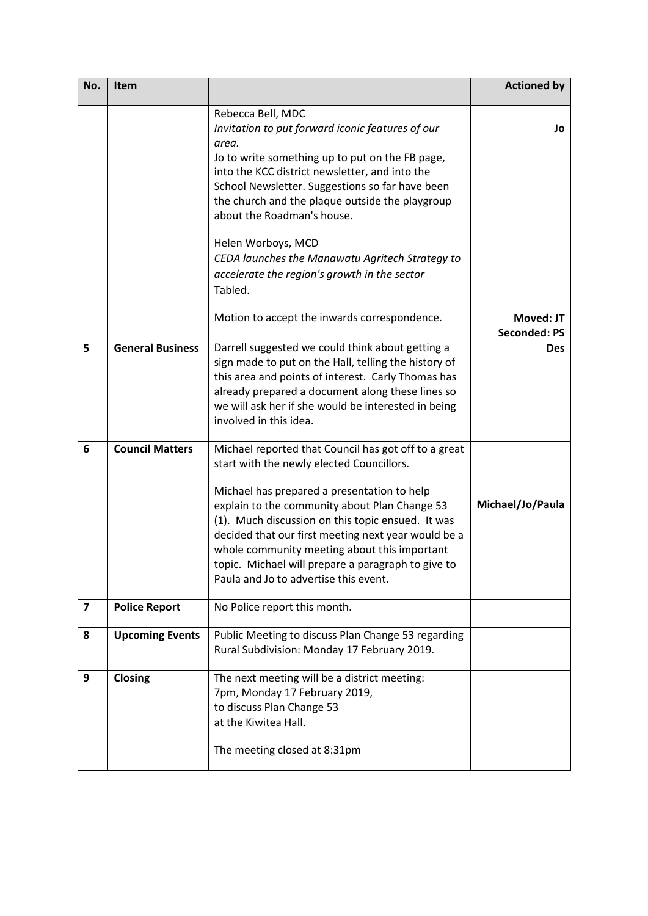| No. | Item | | Actioned by |
|---|---|---|---|
| | | Rebecca Bell, MDC<br>*Invitation to put forward iconic features of our area.*<br>Jo to write something up to put on the FB page, into the KCC district newsletter, and into the School Newsletter. Suggestions so far have been the church and the plaque outside the playgroup about the Roadman's house.<br><br>Helen Worboys, MCD<br>*CEDA launches the Manawatu Agritech Strategy to accelerate the region's growth in the sector*<br>Tabled.<br><br>Motion to accept the inwards correspondence. | **Jo**<br><br><br><br><br><br><br><br><br><br><br>**Moved: JT**<br>**Seconded: PS** |
| 5 | **General Business** | Darrell suggested we could think about getting a sign made to put on the Hall, telling the history of this area and points of interest. Carly Thomas has already prepared a document along these lines so we will ask her if she would be interested in being involved in this idea. | **Des** |
| 6 | **Council Matters** | Michael reported that Council has got off to a great start with the newly elected Councillors.<br><br>Michael has prepared a presentation to help explain to the community about Plan Change 53 (1). Much discussion on this topic ensued. It was decided that our first meeting next year would be a whole community meeting about this important topic. Michael will prepare a paragraph to give to Paula and Jo to advertise this event. | **Michael/Jo/Paula** |
| 7 | **Police Report** | No Police report this month. | |
| 8 | **Upcoming Events** | Public Meeting to discuss Plan Change 53 regarding Rural Subdivision: Monday 17 February 2019. | |
| 9 | **Closing** | The next meeting will be a district meeting:<br>7pm, Monday 17 February 2019,<br>to discuss Plan Change 53<br>at the Kiwitea Hall.<br><br>The meeting closed at 8:31pm | |